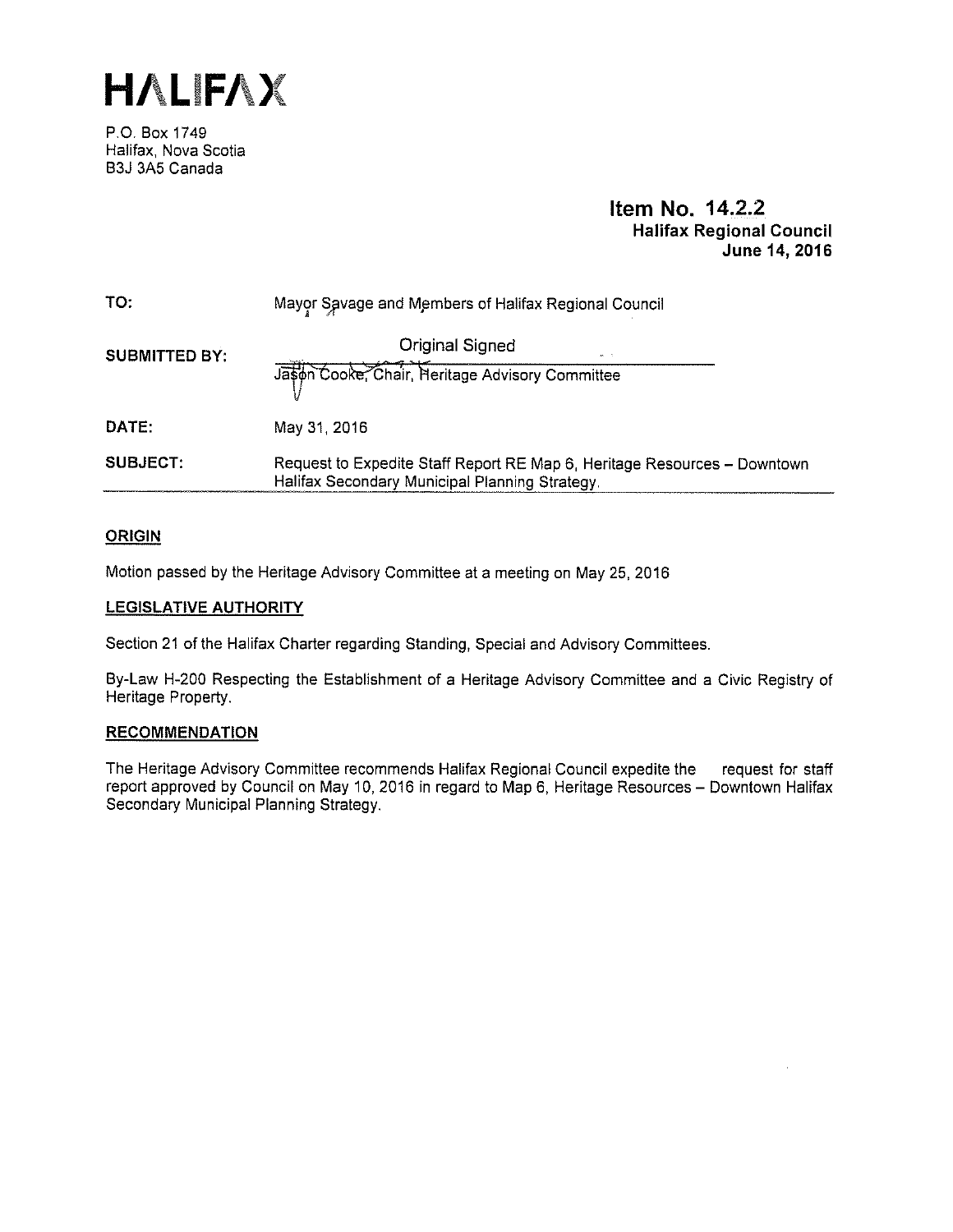# HALIFAX

P.O. Box 1749
Halifax, Nova Scotia
B3J 3A5 Canada

**Item No. 14.2.2**
**Halifax Regional Council**
**June 14, 2016**

**TO:** Mayor Savage and Members of Halifax Regional Council

**SUBMITTED BY:** Original Signed

Jason Cooke, Chair, Heritage Advisory Committee

**DATE:** May 31, 2016

**SUBJECT:** Request to Expedite Staff Report RE Map 6, Heritage Resources – Downtown Halifax Secondary Municipal Planning Strategy.

## ORIGIN

Motion passed by the Heritage Advisory Committee at a meeting on May 25, 2016

## LEGISLATIVE AUTHORITY

Section 21 of the Halifax Charter regarding Standing, Special and Advisory Committees.

By-Law H-200 Respecting the Establishment of a Heritage Advisory Committee and a Civic Registry of Heritage Property.

## RECOMMENDATION

The Heritage Advisory Committee recommends Halifax Regional Council expedite the request for staff report approved by Council on May 10, 2016 in regard to Map 6, Heritage Resources – Downtown Halifax Secondary Municipal Planning Strategy.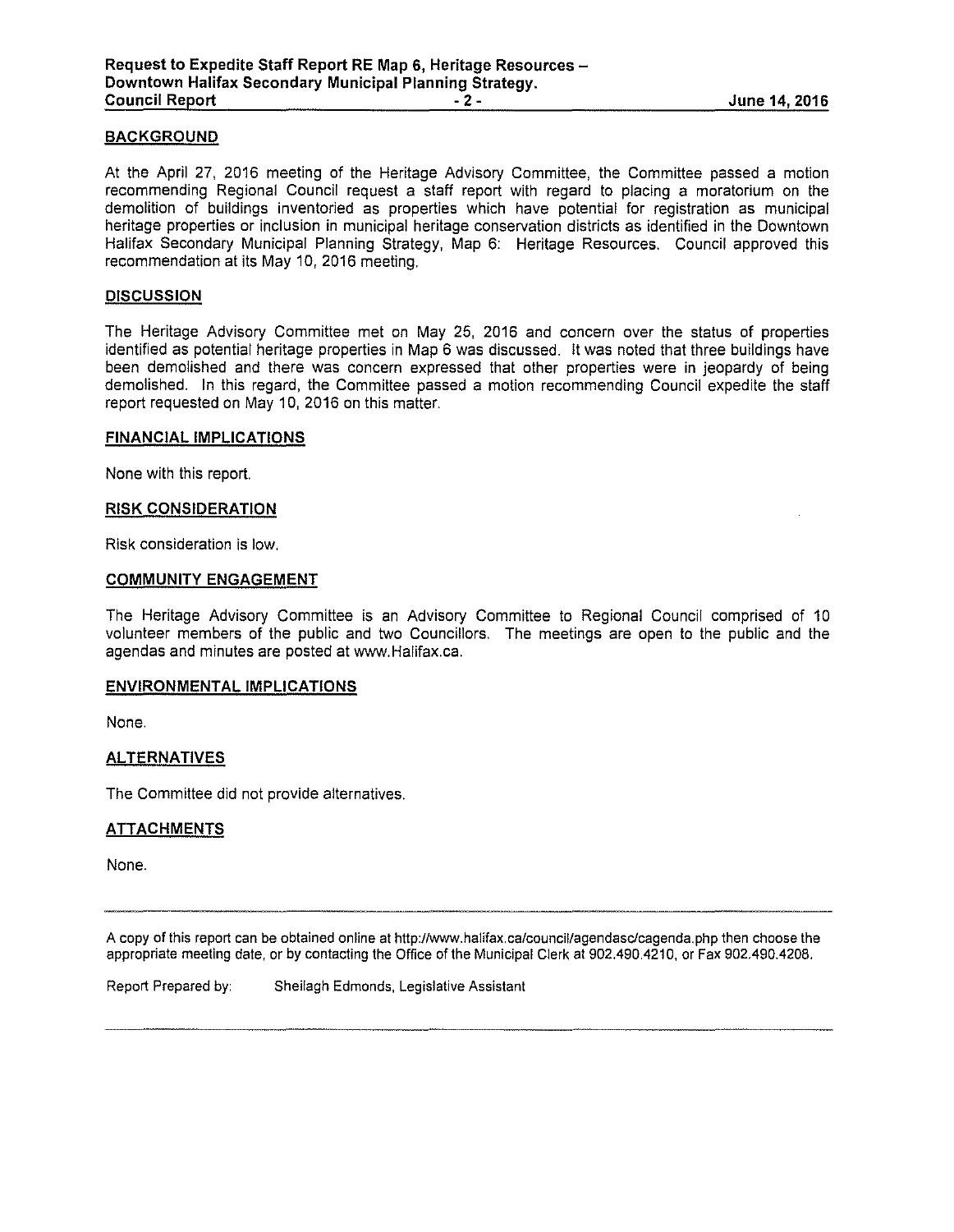## BACKGROUND

At the April 27, 2016 meeting of the Heritage Advisory Committee, the Committee passed a motion recommending Regional Council request a staff report with regard to placing a moratorium on the demolition of buildings inventoried as properties which have potential for registration as municipal heritage properties or inclusion in municipal heritage conservation districts as identified in the Downtown Halifax Secondary Municipal Planning Strategy, Map 6: Heritage Resources. Council approved this recommendation at its May 10, 2016 meeting.

## DISCUSSION

The Heritage Advisory Committee met on May 25, 2016 and concern over the status of properties identified as potential heritage properties in Map 6 was discussed. It was noted that three buildings have been demolished and there was concern expressed that other properties were in jeopardy of being demolished. In this regard, the Committee passed a motion recommending Council expedite the staff report requested on May 10, 2016 on this matter.

## FINANCIAL IMPLICATIONS

None with this report.

## RISK CONSIDERATION

Risk consideration is low.

## COMMUNITY ENGAGEMENT

The Heritage Advisory Committee is an Advisory Committee to Regional Council comprised of 10 volunteer members of the public and two Councillors. The meetings are open to the public and the agendas and minutes are posted at www.Halifax.ca.

## ENVIRONMENTAL IMPLICATIONS

None.

## ALTERNATIVES

The Committee did not provide alternatives.

## ATTACHMENTS

None.

---

A copy of this report can be obtained online at http://www.halifax.ca/council/agendasc/cagenda.php then choose the appropriate meeting date, or by contacting the Office of the Municipal Clerk at 902.490.4210, or Fax 902.490.4208.

Report Prepared by: Sheilagh Edmonds, Legislative Assistant

---